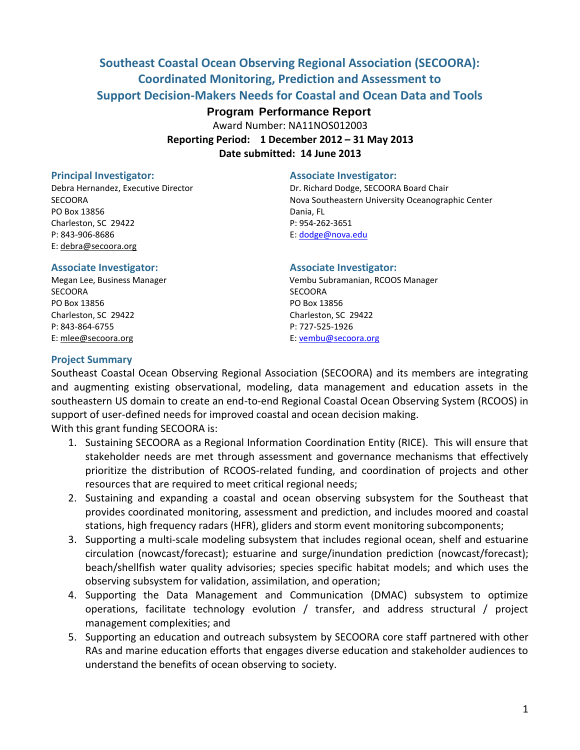# Southeast Coastal Ocean Observing Regional Association (SECOORA): Coordinated Monitoring, Prediction and Assessment to Support Decision-Makers Needs for Coastal and Ocean Data and Tools

## Program Performance Report

Award Number: NA11NOS012003

**Reporting Period: 1 December 2012 – 31 May 2013**

**Date submitted: 14 June 2013**

### Principal Investigator:

Debra Hernandez, Executive Director
SECOORA
PO Box 13856
Charleston, SC 29422
P: 843-906-8686
E: debra@secoora.org

### Associate Investigator:

Dr. Richard Dodge, SECOORA Board Chair
Nova Southeastern University Oceanographic Center
Dania, FL
P: 954-262-3651
E: dodge@nova.edu

### Associate Investigator:

Megan Lee, Business Manager
SECOORA
PO Box 13856
Charleston, SC 29422
P: 843-864-6755
E: mlee@secoora.org

### Associate Investigator:

Vembu Subramanian, RCOOS Manager
SECOORA
PO Box 13856
Charleston, SC 29422
P: 727-525-1926
E: vembu@secoora.org

### Project Summary

Southeast Coastal Ocean Observing Regional Association (SECOORA) and its members are integrating and augmenting existing observational, modeling, data management and education assets in the southeastern US domain to create an end-to-end Regional Coastal Ocean Observing System (RCOOS) in support of user-defined needs for improved coastal and ocean decision making.

With this grant funding SECOORA is:

1. Sustaining SECOORA as a Regional Information Coordination Entity (RICE). This will ensure that stakeholder needs are met through assessment and governance mechanisms that effectively prioritize the distribution of RCOOS-related funding, and coordination of projects and other resources that are required to meet critical regional needs;
2. Sustaining and expanding a coastal and ocean observing subsystem for the Southeast that provides coordinated monitoring, assessment and prediction, and includes moored and coastal stations, high frequency radars (HFR), gliders and storm event monitoring subcomponents;
3. Supporting a multi-scale modeling subsystem that includes regional ocean, shelf and estuarine circulation (nowcast/forecast); estuarine and surge/inundation prediction (nowcast/forecast); beach/shellfish water quality advisories; species specific habitat models; and which uses the observing subsystem for validation, assimilation, and operation;
4. Supporting the Data Management and Communication (DMAC) subsystem to optimize operations, facilitate technology evolution / transfer, and address structural / project management complexities; and
5. Supporting an education and outreach subsystem by SECOORA core staff partnered with other RAs and marine education efforts that engages diverse education and stakeholder audiences to understand the benefits of ocean observing to society.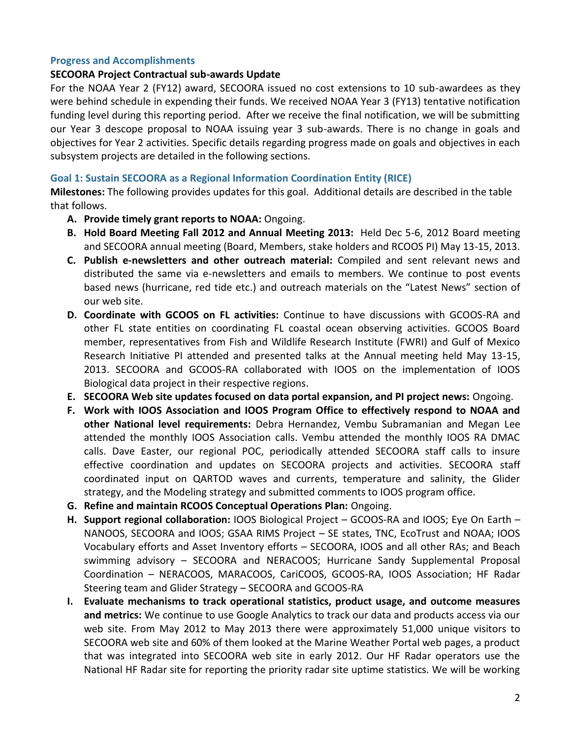## Progress and Accomplishments

**SECOORA Project Contractual sub-awards Update**

For the NOAA Year 2 (FY12) award, SECOORA issued no cost extensions to 10 sub-awardees as they were behind schedule in expending their funds. We received NOAA Year 3 (FY13) tentative notification funding level during this reporting period. After we receive the final notification, we will be submitting our Year 3 descope proposal to NOAA issuing year 3 sub-awards. There is no change in goals and objectives for Year 2 activities. Specific details regarding progress made on goals and objectives in each subsystem projects are detailed in the following sections.

### Goal 1: Sustain SECOORA as a Regional Information Coordination Entity (RICE)

**Milestones:** The following provides updates for this goal. Additional details are described in the table that follows.

- **A. Provide timely grant reports to NOAA:** Ongoing.
- **B. Hold Board Meeting Fall 2012 and Annual Meeting 2013:** Held Dec 5-6, 2012 Board meeting and SECOORA annual meeting (Board, Members, stake holders and RCOOS PI) May 13-15, 2013.
- **C. Publish e-newsletters and other outreach material:** Compiled and sent relevant news and distributed the same via e-newsletters and emails to members. We continue to post events based news (hurricane, red tide etc.) and outreach materials on the "Latest News" section of our web site.
- **D. Coordinate with GCOOS on FL activities:** Continue to have discussions with GCOOS-RA and other FL state entities on coordinating FL coastal ocean observing activities. GCOOS Board member, representatives from Fish and Wildlife Research Institute (FWRI) and Gulf of Mexico Research Initiative PI attended and presented talks at the Annual meeting held May 13-15, 2013. SECOORA and GCOOS-RA collaborated with IOOS on the implementation of IOOS Biological data project in their respective regions.
- **E. SECOORA Web site updates focused on data portal expansion, and PI project news:** Ongoing.
- **F. Work with IOOS Association and IOOS Program Office to effectively respond to NOAA and other National level requirements:** Debra Hernandez, Vembu Subramanian and Megan Lee attended the monthly IOOS Association calls. Vembu attended the monthly IOOS RA DMAC calls. Dave Easter, our regional POC, periodically attended SECOORA staff calls to insure effective coordination and updates on SECOORA projects and activities. SECOORA staff coordinated input on QARTOD waves and currents, temperature and salinity, the Glider strategy, and the Modeling strategy and submitted comments to IOOS program office.
- **G. Refine and maintain RCOOS Conceptual Operations Plan:** Ongoing.
- **H. Support regional collaboration:** IOOS Biological Project – GCOOS-RA and IOOS; Eye On Earth – NANOOS, SECOORA and IOOS; GSAA RIMS Project – SE states, TNC, EcoTrust and NOAA; IOOS Vocabulary efforts and Asset Inventory efforts – SECOORA, IOOS and all other RAs; and Beach swimming advisory – SECOORA and NERACOOS; Hurricane Sandy Supplemental Proposal Coordination – NERACOOS, MARACOOS, CariCOOS, GCOOS-RA, IOOS Association; HF Radar Steering team and Glider Strategy – SECOORA and GCOOS-RA
- **I. Evaluate mechanisms to track operational statistics, product usage, and outcome measures and metrics:** We continue to use Google Analytics to track our data and products access via our web site. From May 2012 to May 2013 there were approximately 51,000 unique visitors to SECOORA web site and 60% of them looked at the Marine Weather Portal web pages, a product that was integrated into SECOORA web site in early 2012. Our HF Radar operators use the National HF Radar site for reporting the priority radar site uptime statistics. We will be working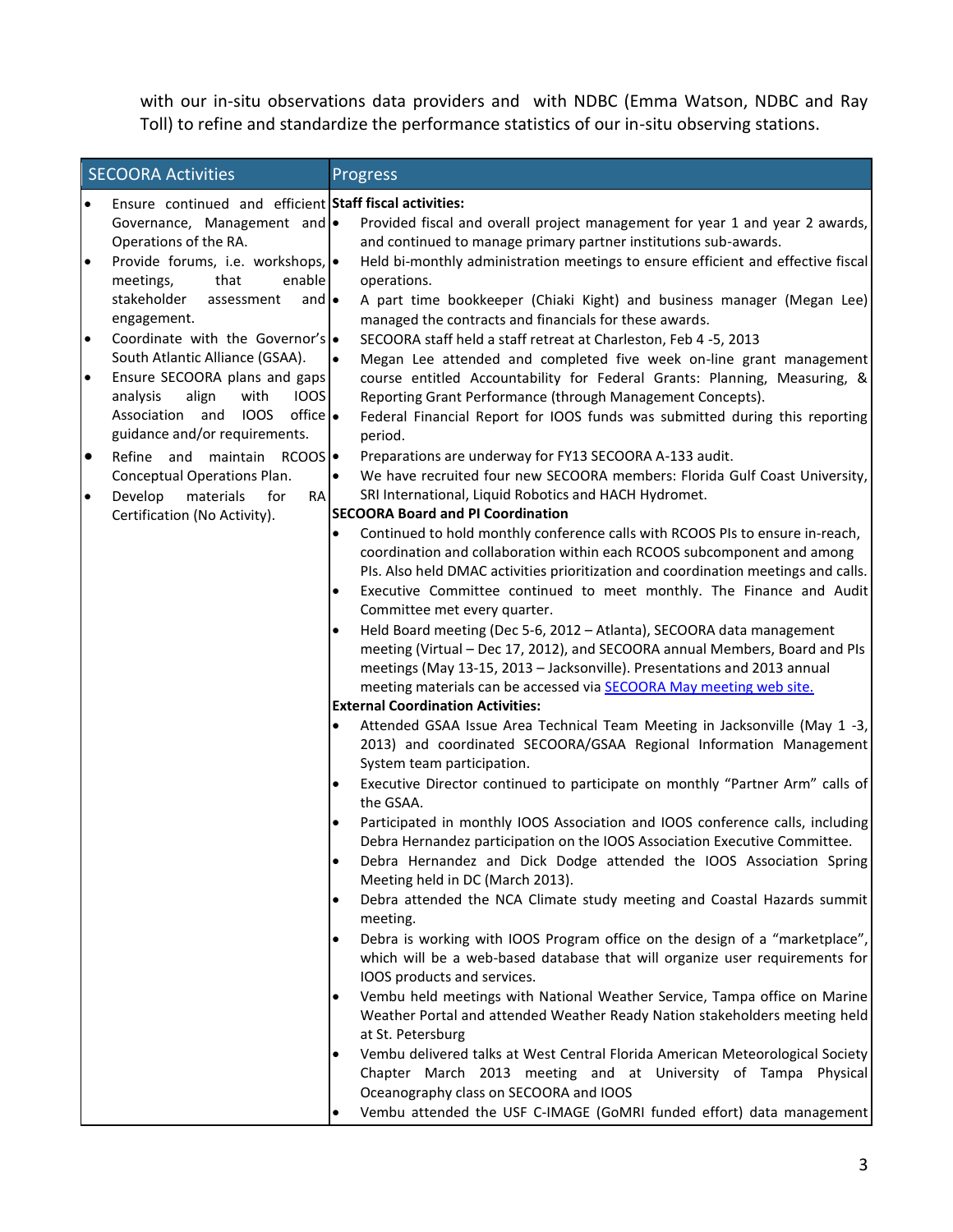with our in-situ observations data providers and with NDBC (Emma Watson, NDBC and Ray Toll) to refine and standardize the performance statistics of our in-situ observing stations.

| SECOORA Activities | Progress |
|---|---|
| • Ensure continued and efficient Governance, Management and Operations of the RA.<br>• Provide forums, i.e. workshops, meetings, that enable stakeholder assessment and engagement.<br>• Coordinate with the Governor's South Atlantic Alliance (GSAA).<br>• Ensure SECOORA plans and gaps analysis align with IOOS Association and IOOS office guidance and/or requirements.<br>• Refine and maintain RCOOS Conceptual Operations Plan.<br>• Develop materials for RA Certification (No Activity). | **Staff fiscal activities:**<br>• Provided fiscal and overall project management for year 1 and year 2 awards, and continued to manage primary partner institutions sub-awards.<br>• Held bi-monthly administration meetings to ensure efficient and effective fiscal operations.<br>• A part time bookkeeper (Chiaki Kight) and business manager (Megan Lee) managed the contracts and financials for these awards.<br>• SECOORA staff held a staff retreat at Charleston, Feb 4 -5, 2013<br>• Megan Lee attended and completed five week on-line grant management course entitled Accountability for Federal Grants: Planning, Measuring, & Reporting Grant Performance (through Management Concepts).<br>• Federal Financial Report for IOOS funds was submitted during this reporting period.<br>• Preparations are underway for FY13 SECOORA A-133 audit.<br>• We have recruited four new SECOORA members: Florida Gulf Coast University, SRI International, Liquid Robotics and HACH Hydromet.<br>**SECOORA Board and PI Coordination**<br>• Continued to hold monthly conference calls with RCOOS PIs to ensure in-reach, coordination and collaboration within each RCOOS subcomponent and among PIs. Also held DMAC activities prioritization and coordination meetings and calls.<br>• Executive Committee continued to meet monthly. The Finance and Audit Committee met every quarter.<br>• Held Board meeting (Dec 5-6, 2012 – Atlanta), SECOORA data management meeting (Virtual – Dec 17, 2012), and SECOORA annual Members, Board and PIs meetings (May 13-15, 2013 – Jacksonville). Presentations and 2013 annual meeting materials can be accessed via SECOORA May meeting web site.<br>**External Coordination Activities:**<br>• Attended GSAA Issue Area Technical Team Meeting in Jacksonville (May 1 -3, 2013) and coordinated SECOORA/GSAA Regional Information Management System team participation.<br>• Executive Director continued to participate on monthly "Partner Arm" calls of the GSAA.<br>• Participated in monthly IOOS Association and IOOS conference calls, including Debra Hernandez participation on the IOOS Association Executive Committee.<br>• Debra Hernandez and Dick Dodge attended the IOOS Association Spring Meeting held in DC (March 2013).<br>• Debra attended the NCA Climate study meeting and Coastal Hazards summit meeting.<br>• Debra is working with IOOS Program office on the design of a "marketplace", which will be a web-based database that will organize user requirements for IOOS products and services.<br>• Vembu held meetings with National Weather Service, Tampa office on Marine Weather Portal and attended Weather Ready Nation stakeholders meeting held at St. Petersburg<br>• Vembu delivered talks at West Central Florida American Meteorological Society Chapter March 2013 meeting and at University of Tampa Physical Oceanography class on SECOORA and IOOS<br>• Vembu attended the USF C-IMAGE (GoMRI funded effort) data management |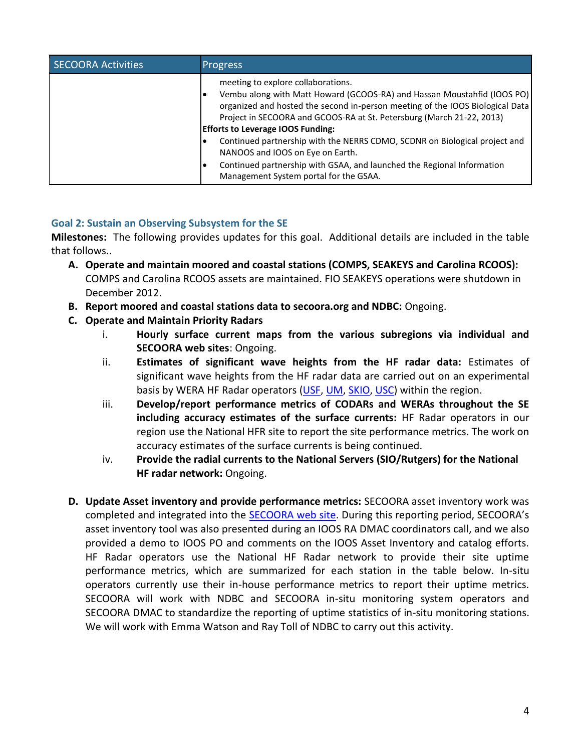| SECOORA Activities | Progress |
|---|---|
| | meeting to explore collaborations.<br>• Vembu along with Matt Howard (GCOOS-RA) and Hassan Moustahfid (IOOS PO) organized and hosted the second in-person meeting of the IOOS Biological Data Project in SECOORA and GCOOS-RA at St. Petersburg (March 21-22, 2013)<br>**Efforts to Leverage IOOS Funding:**<br>• Continued partnership with the NERRS CDMO, SCDNR on Biological project and NANOOS and IOOS on Eye on Earth.<br>• Continued partnership with GSAA, and launched the Regional Information Management System portal for the GSAA. |

## Goal 2: Sustain an Observing Subsystem for the SE

**Milestones:** The following provides updates for this goal. Additional details are included in the table that follows..

A. **Operate and maintain moored and coastal stations (COMPS, SEAKEYS and Carolina RCOOS):** COMPS and Carolina RCOOS assets are maintained. FIO SEAKEYS operations were shutdown in December 2012.
B. **Report moored and coastal stations data to secoora.org and NDBC:** Ongoing.
C. **Operate and Maintain Priority Radars**
   i. **Hourly surface current maps from the various subregions via individual and SECOORA web sites**: Ongoing.
   ii. **Estimates of significant wave heights from the HF radar data:** Estimates of significant wave heights from the HF radar data are carried out on an experimental basis by WERA HF Radar operators (USF, UM, SKIO, USC) within the region.
   iii. **Develop/report performance metrics of CODARs and WERAs throughout the SE including accuracy estimates of the surface currents:** HF Radar operators in our region use the National HFR site to report the site performance metrics. The work on accuracy estimates of the surface currents is being continued.
   iv. **Provide the radial currents to the National Servers (SIO/Rutgers) for the National HF radar network:** Ongoing.

D. **Update Asset inventory and provide performance metrics:** SECOORA asset inventory work was completed and integrated into the SECOORA web site. During this reporting period, SECOORA's asset inventory tool was also presented during an IOOS RA DMAC coordinators call, and we also provided a demo to IOOS PO and comments on the IOOS Asset Inventory and catalog efforts. HF Radar operators use the National HF Radar network to provide their site uptime performance metrics, which are summarized for each station in the table below. In-situ operators currently use their in-house performance metrics to report their uptime metrics. SECOORA will work with NDBC and SECOORA in-situ monitoring system operators and SECOORA DMAC to standardize the reporting of uptime statistics of in-situ monitoring stations. We will work with Emma Watson and Ray Toll of NDBC to carry out this activity.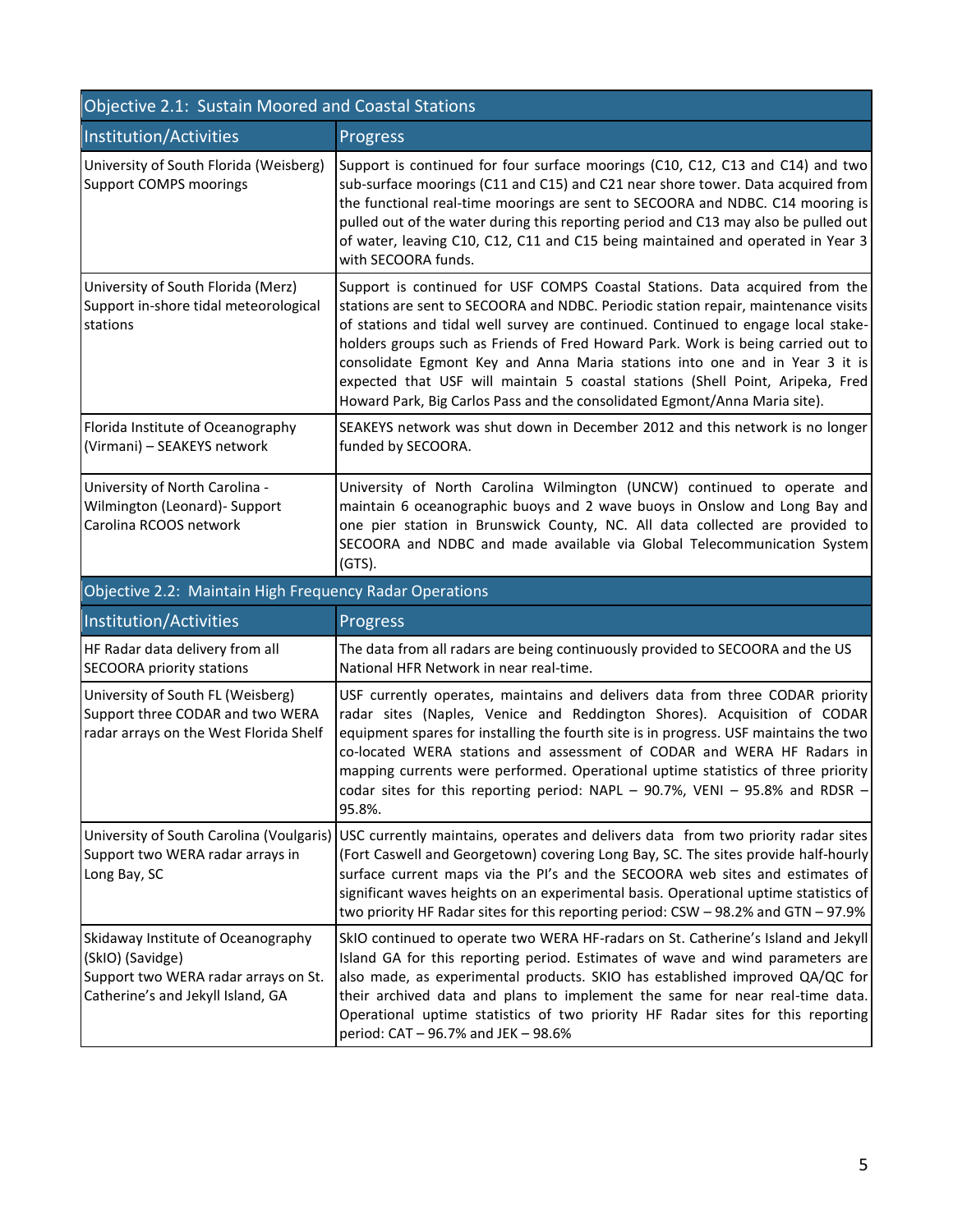| Objective 2.1: Sustain Moored and Coastal Stations | |
|---|---|
| **Institution/Activities** | **Progress** |
| University of South Florida (Weisberg) Support COMPS moorings | Support is continued for four surface moorings (C10, C12, C13 and C14) and two sub-surface moorings (C11 and C15) and C21 near shore tower. Data acquired from the functional real-time moorings are sent to SECOORA and NDBC. C14 mooring is pulled out of the water during this reporting period and C13 may also be pulled out of water, leaving C10, C12, C11 and C15 being maintained and operated in Year 3 with SECOORA funds. |
| University of South Florida (Merz) Support in-shore tidal meteorological stations | Support is continued for USF COMPS Coastal Stations. Data acquired from the stations are sent to SECOORA and NDBC. Periodic station repair, maintenance visits of stations and tidal well survey are continued. Continued to engage local stake-holders groups such as Friends of Fred Howard Park. Work is being carried out to consolidate Egmont Key and Anna Maria stations into one and in Year 3 it is expected that USF will maintain 5 coastal stations (Shell Point, Aripeka, Fred Howard Park, Big Carlos Pass and the consolidated Egmont/Anna Maria site). |
| Florida Institute of Oceanography (Virmani) – SEAKEYS network | SEAKEYS network was shut down in December 2012 and this network is no longer funded by SECOORA. |
| University of North Carolina - Wilmington (Leonard)- Support Carolina RCOOS network | University of North Carolina Wilmington (UNCW) continued to operate and maintain 6 oceanographic buoys and 2 wave buoys in Onslow and Long Bay and one pier station in Brunswick County, NC. All data collected are provided to SECOORA and NDBC and made available via Global Telecommunication System (GTS). |

| Objective 2.2: Maintain High Frequency Radar Operations | |
|---|---|
| **Institution/Activities** | **Progress** |
| HF Radar data delivery from all SECOORA priority stations | The data from all radars are being continuously provided to SECOORA and the US National HFR Network in near real-time. |
| University of South FL (Weisberg) Support three CODAR and two WERA radar arrays on the West Florida Shelf | USF currently operates, maintains and delivers data from three CODAR priority radar sites (Naples, Venice and Reddington Shores). Acquisition of CODAR equipment spares for installing the fourth site is in progress. USF maintains the two co-located WERA stations and assessment of CODAR and WERA HF Radars in mapping currents were performed. Operational uptime statistics of three priority codar sites for this reporting period: NAPL – 90.7%, VENI – 95.8% and RDSR – 95.8%. |
| University of South Carolina (Voulgaris) Support two WERA radar arrays in Long Bay, SC | USC currently maintains, operates and delivers data from two priority radar sites (Fort Caswell and Georgetown) covering Long Bay, SC. The sites provide half-hourly surface current maps via the PI's and the SECOORA web sites and estimates of significant waves heights on an experimental basis. Operational uptime statistics of two priority HF Radar sites for this reporting period: CSW – 98.2% and GTN – 97.9% |
| Skidaway Institute of Oceanography (SkIO) (Savidge) Support two WERA radar arrays on St. Catherine's and Jekyll Island, GA | SkIO continued to operate two WERA HF-radars on St. Catherine's Island and Jekyll Island GA for this reporting period. Estimates of wave and wind parameters are also made, as experimental products. SKIO has established improved QA/QC for their archived data and plans to implement the same for near real-time data. Operational uptime statistics of two priority HF Radar sites for this reporting period: CAT – 96.7% and JEK – 98.6% |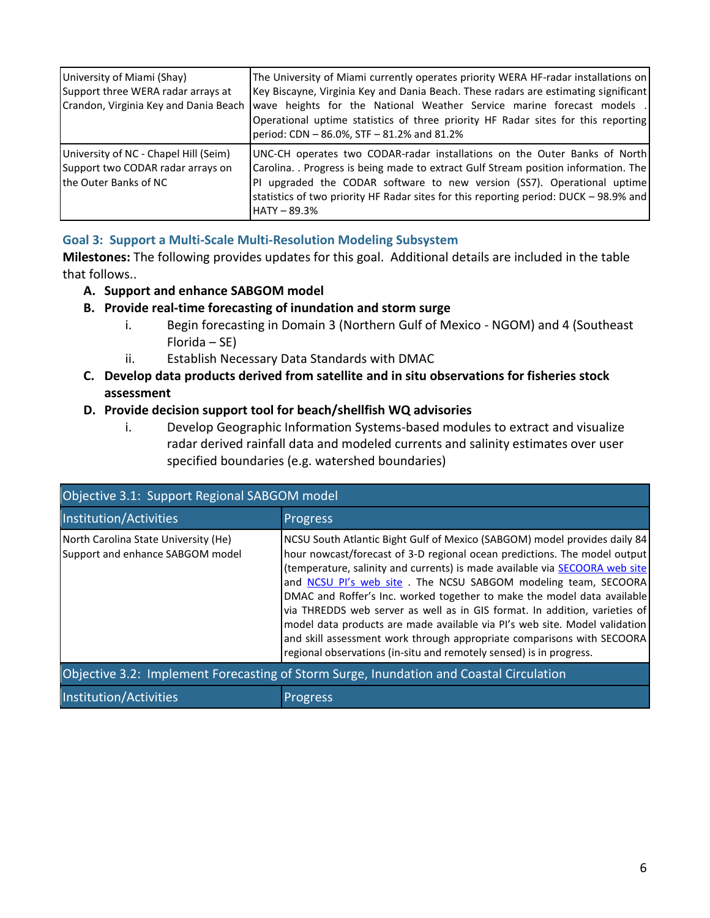| | |
|---|---|
| University of Miami (Shay)<br>Support three WERA radar arrays at Crandon, Virginia Key and Dania Beach | The University of Miami currently operates priority WERA HF-radar installations on Key Biscayne, Virginia Key and Dania Beach. These radars are estimating significant wave heights for the National Weather Service marine forecast models . Operational uptime statistics of three priority HF Radar sites for this reporting period: CDN – 86.0%, STF – 81.2% and 81.2% |
| University of NC - Chapel Hill (Seim)<br>Support two CODAR radar arrays on the Outer Banks of NC | UNC-CH operates two CODAR-radar installations on the Outer Banks of North Carolina. . Progress is being made to extract Gulf Stream position information. The PI upgraded the CODAR software to new version (SS7). Operational uptime statistics of two priority HF Radar sites for this reporting period: DUCK – 98.9% and HATY – 89.3% |

## Goal 3: Support a Multi-Scale Multi-Resolution Modeling Subsystem

**Milestones:** The following provides updates for this goal. Additional details are included in the table that follows..

- **A. Support and enhance SABGOM model**
- **B. Provide real-time forecasting of inundation and storm surge**
  - i. Begin forecasting in Domain 3 (Northern Gulf of Mexico - NGOM) and 4 (Southeast Florida – SE)
  - ii. Establish Necessary Data Standards with DMAC
- **C. Develop data products derived from satellite and in situ observations for fisheries stock assessment**
- **D. Provide decision support tool for beach/shellfish WQ advisories**
  - i. Develop Geographic Information Systems-based modules to extract and visualize radar derived rainfall data and modeled currents and salinity estimates over user specified boundaries (e.g. watershed boundaries)

| Objective 3.1: Support Regional SABGOM model | |
|---|---|
| Institution/Activities | Progress |
| North Carolina State University (He)<br>Support and enhance SABGOM model | NCSU South Atlantic Bight Gulf of Mexico (SABGOM) model provides daily 84 hour nowcast/forecast of 3-D regional ocean predictions. The model output (temperature, salinity and currents) is made available via SECOORA web site and NCSU PI's web site . The NCSU SABGOM modeling team, SECOORA DMAC and Roffer's Inc. worked together to make the model data available via THREDDS web server as well as in GIS format. In addition, varieties of model data products are made available via PI's web site. Model validation and skill assessment work through appropriate comparisons with SECOORA regional observations (in-situ and remotely sensed) is in progress. |
| **Objective 3.2: Implement Forecasting of Storm Surge, Inundation and Coastal Circulation** | |
| Institution/Activities | Progress |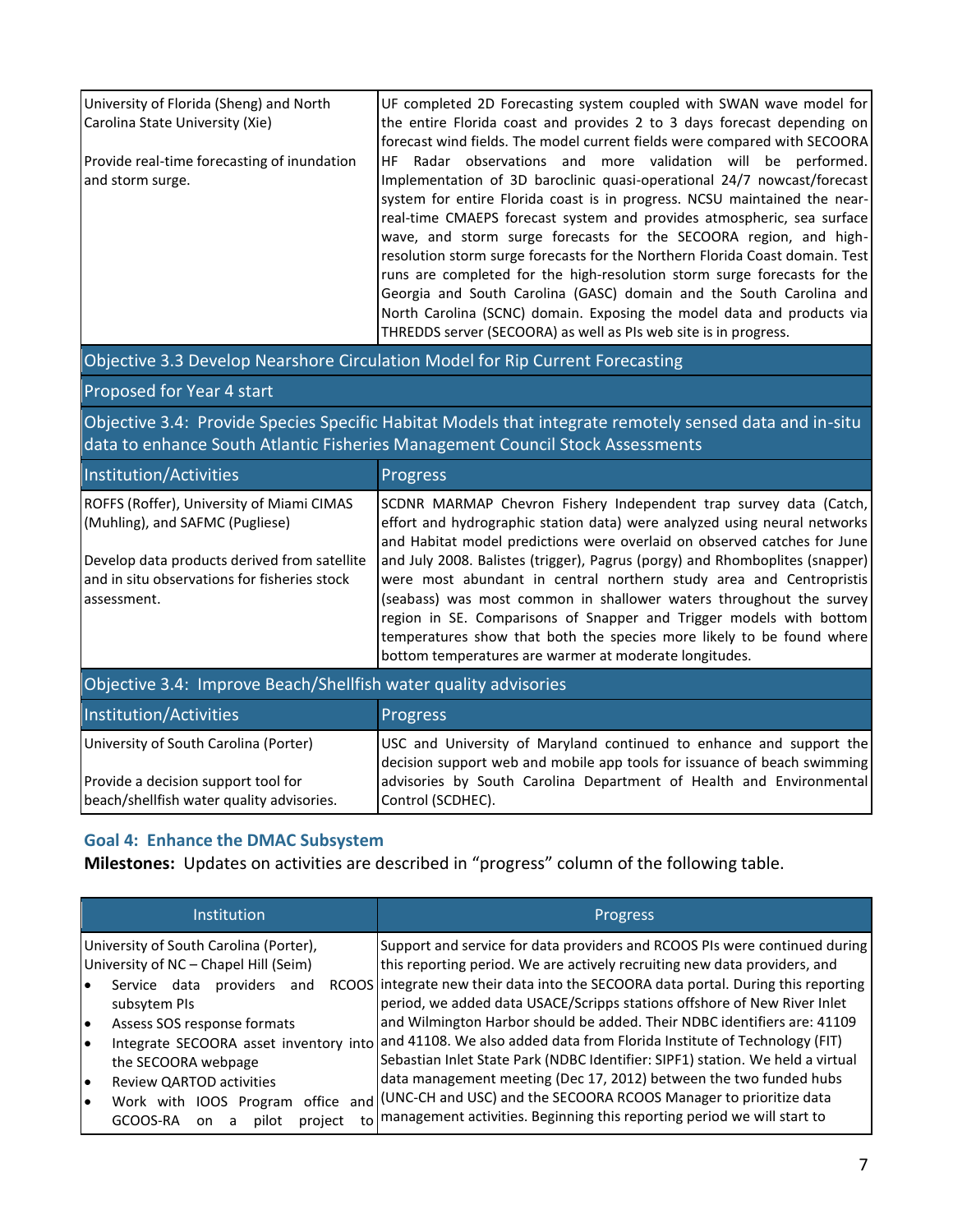| | |
|---|---|
| University of Florida (Sheng) and North Carolina State University (Xie)<br><br>Provide real-time forecasting of inundation and storm surge. | UF completed 2D Forecasting system coupled with SWAN wave model for the entire Florida coast and provides 2 to 3 days forecast depending on forecast wind fields. The model current fields were compared with SECOORA HF Radar observations and more validation will be performed. Implementation of 3D baroclinic quasi-operational 24/7 nowcast/forecast system for entire Florida coast is in progress. NCSU maintained the near-real-time CMAEPS forecast system and provides atmospheric, sea surface wave, and storm surge forecasts for the SECOORA region, and high-resolution storm surge forecasts for the Northern Florida Coast domain. Test runs are completed for the high-resolution storm surge forecasts for the Georgia and South Carolina (GASC) domain and the South Carolina and North Carolina (SCNC) domain. Exposing the model data and products via THREDDS server (SECOORA) as well as PIs web site is in progress. |

**Objective 3.3 Develop Nearshore Circulation Model for Rip Current Forecasting**

Proposed for Year 4 start

**Objective 3.4: Provide Species Specific Habitat Models that integrate remotely sensed data and in-situ data to enhance South Atlantic Fisheries Management Council Stock Assessments**

| Institution/Activities | Progress |
|---|---|
| ROFFS (Roffer), University of Miami CIMAS (Muhling), and SAFMC (Pugliese)<br><br>Develop data products derived from satellite and in situ observations for fisheries stock assessment. | SCDNR MARMAP Chevron Fishery Independent trap survey data (Catch, effort and hydrographic station data) were analyzed using neural networks and Habitat model predictions were overlaid on observed catches for June and July 2008. Balistes (trigger), Pagrus (porgy) and Rhomboplites (snapper) were most abundant in central northern study area and Centropristis (seabass) was most common in shallower waters throughout the survey region in SE. Comparisons of Snapper and Trigger models with bottom temperatures show that both the species more likely to be found where bottom temperatures are warmer at moderate longitudes. |

**Objective 3.4: Improve Beach/Shellfish water quality advisories**

| Institution/Activities | Progress |
|---|---|
| University of South Carolina (Porter)<br><br>Provide a decision support tool for beach/shellfish water quality advisories. | USC and University of Maryland continued to enhance and support the decision support web and mobile app tools for issuance of beach swimming advisories by South Carolina Department of Health and Environmental Control (SCDHEC). |

### Goal 4: Enhance the DMAC Subsystem

**Milestones:** Updates on activities are described in "progress" column of the following table.

| Institution | Progress |
|---|---|
| University of South Carolina (Porter), University of NC – Chapel Hill (Seim)<br>• Service data providers and RCOOS subsytem PIs<br>• Assess SOS response formats<br>• Integrate SECOORA asset inventory into the SECOORA webpage<br>• Review QARTOD activities<br>• Work with IOOS Program office and GCOOS-RA on a pilot project to | Support and service for data providers and RCOOS PIs were continued during this reporting period. We are actively recruiting new data providers, and integrate new their data into the SECOORA data portal. During this reporting period, we added data USACE/Scripps stations offshore of New River Inlet and Wilmington Harbor should be added. Their NDBC identifiers are: 41109 and 41108. We also added data from Florida Institute of Technology (FIT) Sebastian Inlet State Park (NDBC Identifier: SIPF1) station. We held a virtual data management meeting (Dec 17, 2012) between the two funded hubs (UNC-CH and USC) and the SECOORA RCOOS Manager to prioritize data management activities. Beginning this reporting period we will start to |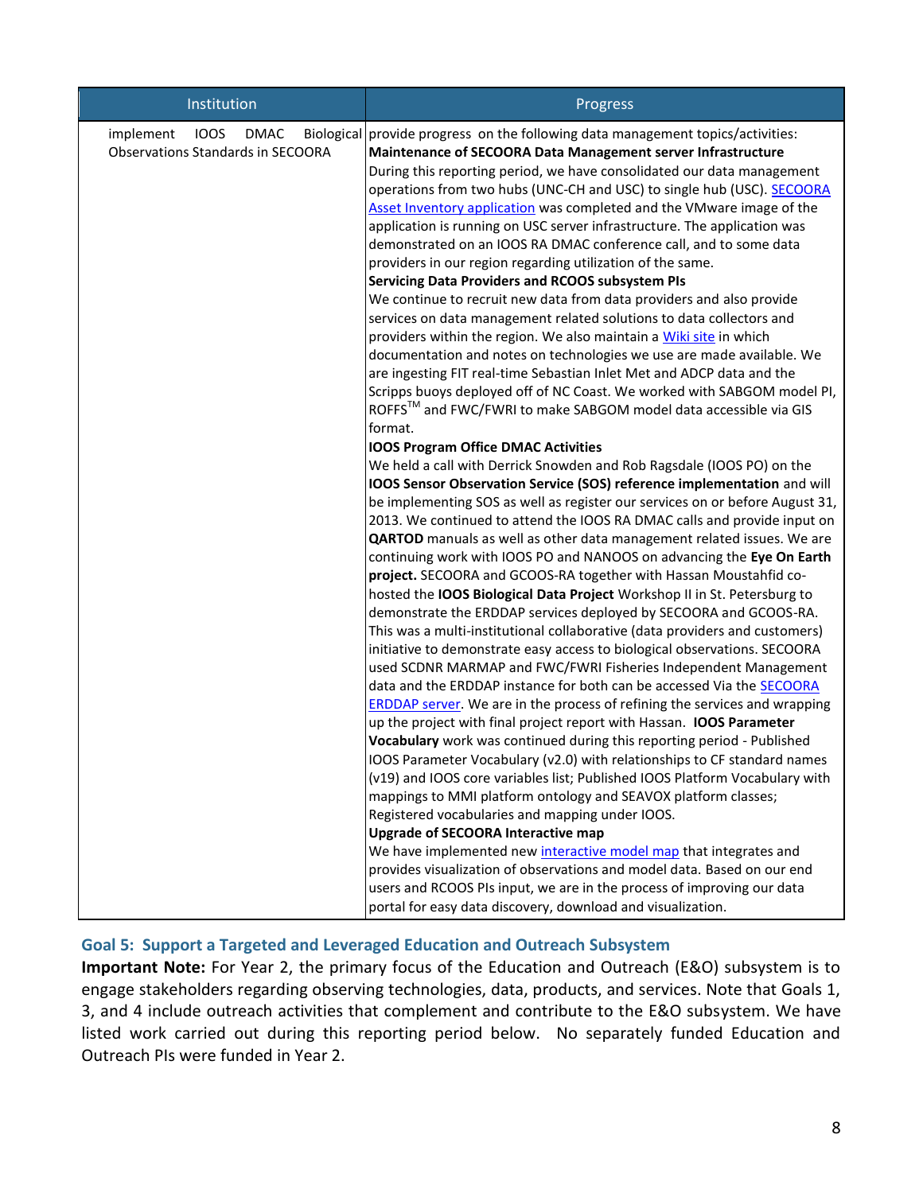| Institution | Progress |
|---|---|
| implement IOOS DMAC Biological Observations Standards in SECOORA | provide progress on the following data management topics/activities:<br>**Maintenance of SECOORA Data Management server Infrastructure**<br>During this reporting period, we have consolidated our data management operations from two hubs (UNC-CH and USC) to single hub (USC). SECOORA Asset Inventory application was completed and the VMware image of the application is running on USC server infrastructure. The application was demonstrated on an IOOS RA DMAC conference call, and to some data providers in our region regarding utilization of the same.<br>**Servicing Data Providers and RCOOS subsystem PIs**<br>We continue to recruit new data from data providers and also provide services on data management related solutions to data collectors and providers within the region. We also maintain a Wiki site in which documentation and notes on technologies we use are made available. We are ingesting FIT real-time Sebastian Inlet Met and ADCP data and the Scripps buoys deployed off of NC Coast. We worked with SABGOM model PI, ROFFS™ and FWC/FWRI to make SABGOM model data accessible via GIS format.<br>**IOOS Program Office DMAC Activities**<br>We held a call with Derrick Snowden and Rob Ragsdale (IOOS PO) on the **IOOS Sensor Observation Service (SOS) reference implementation** and will be implementing SOS as well as register our services on or before August 31, 2013. We continued to attend the IOOS RA DMAC calls and provide input on **QARTOD** manuals as well as other data management related issues. We are continuing work with IOOS PO and NANOOS on advancing the **Eye On Earth project.** SECOORA and GCOOS-RA together with Hassan Moustahfid co-hosted the **IOOS Biological Data Project** Workshop II in St. Petersburg to demonstrate the ERDDAP services deployed by SECOORA and GCOOS-RA. This was a multi-institutional collaborative (data providers and customers) initiative to demonstrate easy access to biological observations. SECOORA used SCDNR MARMAP and FWC/FWRI Fisheries Independent Management data and the ERDDAP instance for both can be accessed Via the SECOORA ERDDAP server. We are in the process of refining the services and wrapping up the project with final project report with Hassan. **IOOS Parameter Vocabulary** work was continued during this reporting period - Published IOOS Parameter Vocabulary (v2.0) with relationships to CF standard names (v19) and IOOS core variables list; Published IOOS Platform Vocabulary with mappings to MMI platform ontology and SEAVOX platform classes; Registered vocabularies and mapping under IOOS.<br>**Upgrade of SECOORA Interactive map**<br>We have implemented new interactive model map that integrates and provides visualization of observations and model data. Based on our end users and RCOOS PIs input, we are in the process of improving our data portal for easy data discovery, download and visualization. |

## Goal 5: Support a Targeted and Leveraged Education and Outreach Subsystem

**Important Note:** For Year 2, the primary focus of the Education and Outreach (E&O) subsystem is to engage stakeholders regarding observing technologies, data, products, and services. Note that Goals 1, 3, and 4 include outreach activities that complement and contribute to the E&O subsystem. We have listed work carried out during this reporting period below. No separately funded Education and Outreach PIs were funded in Year 2.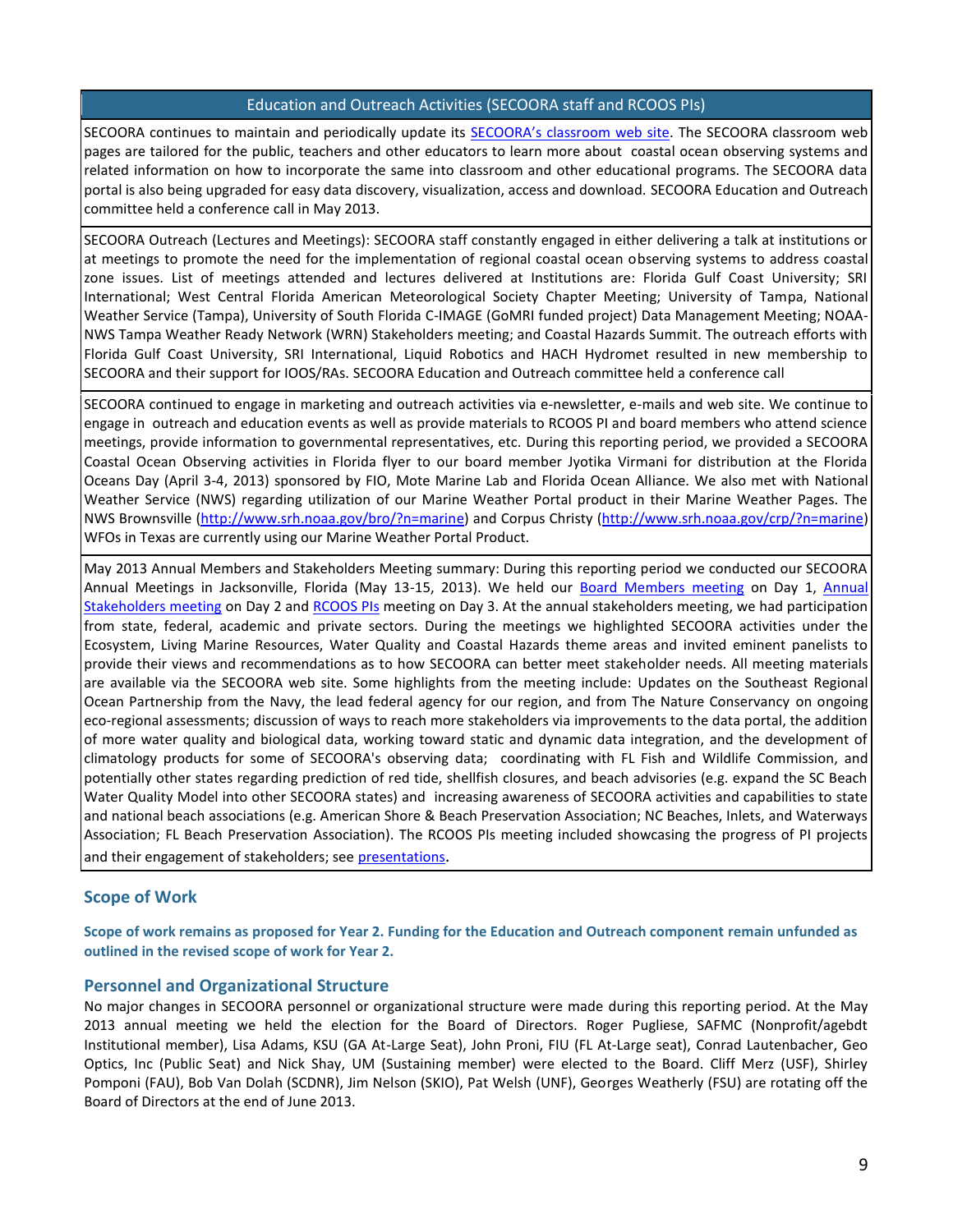| Education and Outreach Activities (SECOORA staff and RCOOS PIs) |
| --- |
| SECOORA continues to maintain and periodically update its SECOORA's classroom web site. The SECOORA classroom web pages are tailored for the public, teachers and other educators to learn more about coastal ocean observing systems and related information on how to incorporate the same into classroom and other educational programs. The SECOORA data portal is also being upgraded for easy data discovery, visualization, access and download. SECOORA Education and Outreach committee held a conference call in May 2013. |
| SECOORA Outreach (Lectures and Meetings): SECOORA staff constantly engaged in either delivering a talk at institutions or at meetings to promote the need for the implementation of regional coastal ocean observing systems to address coastal zone issues. List of meetings attended and lectures delivered at Institutions are: Florida Gulf Coast University; SRI International; West Central Florida American Meteorological Society Chapter Meeting; University of Tampa, National Weather Service (Tampa), University of South Florida C-IMAGE (GoMRI funded project) Data Management Meeting; NOAA-NWS Tampa Weather Ready Network (WRN) Stakeholders meeting; and Coastal Hazards Summit. The outreach efforts with Florida Gulf Coast University, SRI International, Liquid Robotics and HACH Hydromet resulted in new membership to SECOORA and their support for IOOS/RAs. SECOORA Education and Outreach committee held a conference call |
| SECOORA continued to engage in marketing and outreach activities via e-newsletter, e-mails and web site. We continue to engage in outreach and education events as well as provide materials to RCOOS PI and board members who attend science meetings, provide information to governmental representatives, etc. During this reporting period, we provided a SECOORA Coastal Ocean Observing activities in Florida flyer to our board member Jyotika Virmani for distribution at the Florida Oceans Day (April 3-4, 2013) sponsored by FIO, Mote Marine Lab and Florida Ocean Alliance. We also met with National Weather Service (NWS) regarding utilization of our Marine Weather Portal product in their Marine Weather Pages. The NWS Brownsville (http://www.srh.noaa.gov/bro/?n=marine) and Corpus Christy (http://www.srh.noaa.gov/crp/?n=marine) WFOs in Texas are currently using our Marine Weather Portal Product. |
| May 2013 Annual Members and Stakeholders Meeting summary: During this reporting period we conducted our SECOORA Annual Meetings in Jacksonville, Florida (May 13-15, 2013). We held our Board Members meeting on Day 1, Annual Stakeholders meeting on Day 2 and RCOOS PIs meeting on Day 3. At the annual stakeholders meeting, we had participation from state, federal, academic and private sectors. During the meetings we highlighted SECOORA activities under the Ecosystem, Living Marine Resources, Water Quality and Coastal Hazards theme areas and invited eminent panelists to provide their views and recommendations as to how SECOORA can better meet stakeholder needs. All meeting materials are available via the SECOORA web site. Some highlights from the meeting include: Updates on the Southeast Regional Ocean Partnership from the Navy, the lead federal agency for our region, and from The Nature Conservancy on ongoing eco-regional assessments; discussion of ways to reach more stakeholders via improvements to the data portal, the addition of more water quality and biological data, working toward static and dynamic data integration, and the development of climatology products for some of SECOORA's observing data; coordinating with FL Fish and Wildlife Commission, and potentially other states regarding prediction of red tide, shellfish closures, and beach advisories (e.g. expand the SC Beach Water Quality Model into other SECOORA states) and increasing awareness of SECOORA activities and capabilities to state and national beach associations (e.g. American Shore & Beach Preservation Association; NC Beaches, Inlets, and Waterways Association; FL Beach Preservation Association). The RCOOS PIs meeting included showcasing the progress of PI projects and their engagement of stakeholders; see presentations. |

## Scope of Work

**Scope of work remains as proposed for Year 2. Funding for the Education and Outreach component remain unfunded as outlined in the revised scope of work for Year 2.**

## Personnel and Organizational Structure

No major changes in SECOORA personnel or organizational structure were made during this reporting period. At the May 2013 annual meeting we held the election for the Board of Directors. Roger Pugliese, SAFMC (Nonprofit/agebdt Institutional member), Lisa Adams, KSU (GA At-Large Seat), John Proni, FIU (FL At-Large seat), Conrad Lautenbacher, Geo Optics, Inc (Public Seat) and Nick Shay, UM (Sustaining member) were elected to the Board. Cliff Merz (USF), Shirley Pomponi (FAU), Bob Van Dolah (SCDNR), Jim Nelson (SKIO), Pat Welsh (UNF), Georges Weatherly (FSU) are rotating off the Board of Directors at the end of June 2013.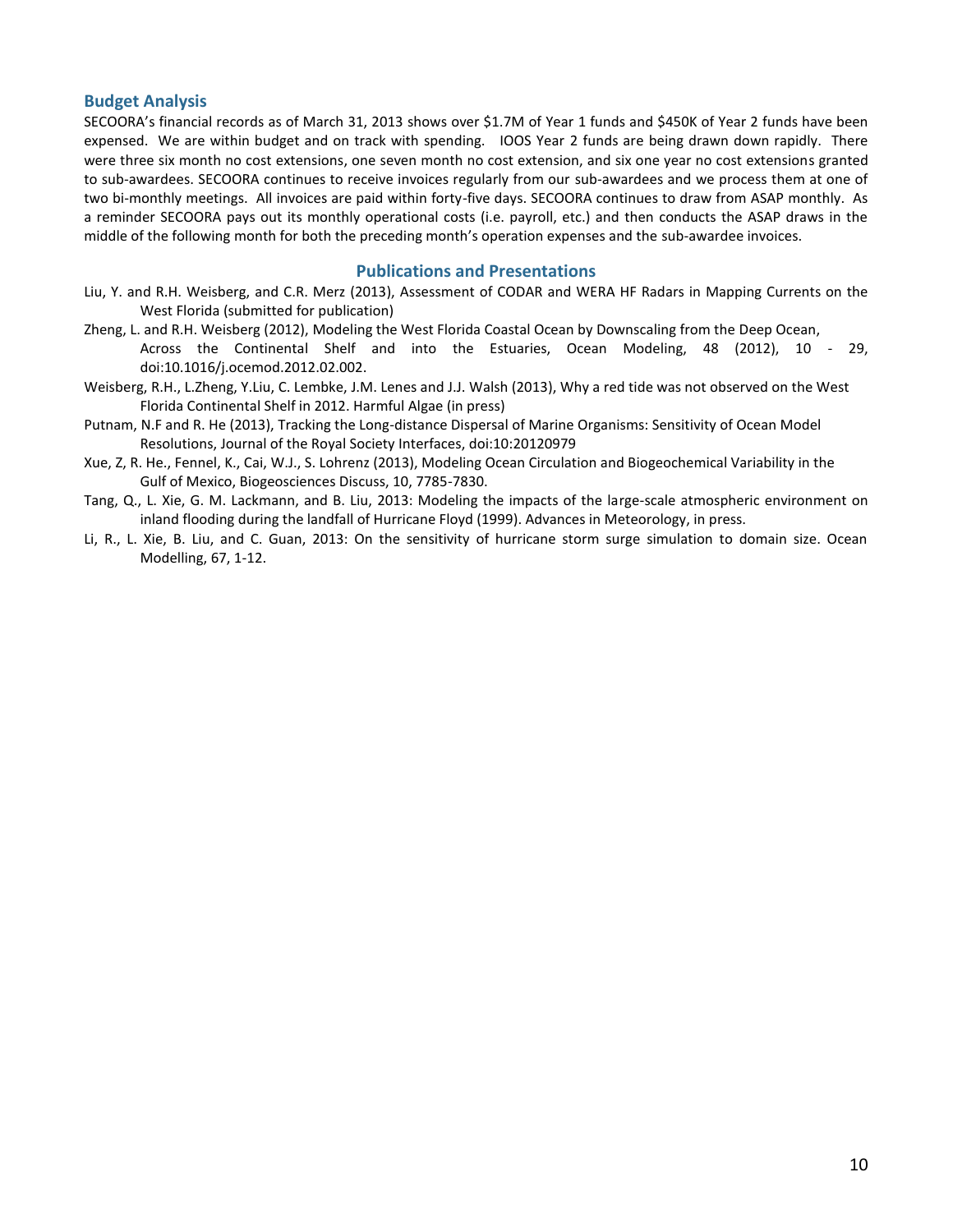## Budget Analysis

SECOORA's financial records as of March 31, 2013 shows over \$1.7M of Year 1 funds and \$450K of Year 2 funds have been expensed. We are within budget and on track with spending. IOOS Year 2 funds are being drawn down rapidly. There were three six month no cost extensions, one seven month no cost extension, and six one year no cost extensions granted to sub-awardees. SECOORA continues to receive invoices regularly from our sub-awardees and we process them at one of two bi-monthly meetings. All invoices are paid within forty-five days. SECOORA continues to draw from ASAP monthly. As a reminder SECOORA pays out its monthly operational costs (i.e. payroll, etc.) and then conducts the ASAP draws in the middle of the following month for both the preceding month's operation expenses and the sub-awardee invoices.

## Publications and Presentations

Liu, Y. and R.H. Weisberg, and C.R. Merz (2013), Assessment of CODAR and WERA HF Radars in Mapping Currents on the West Florida (submitted for publication)

Zheng, L. and R.H. Weisberg (2012), Modeling the West Florida Coastal Ocean by Downscaling from the Deep Ocean, Across the Continental Shelf and into the Estuaries, Ocean Modeling, 48 (2012), 10 - 29, doi:10.1016/j.ocemod.2012.02.002.

Weisberg, R.H., L.Zheng, Y.Liu, C. Lembke, J.M. Lenes and J.J. Walsh (2013), Why a red tide was not observed on the West Florida Continental Shelf in 2012. Harmful Algae (in press)

Putnam, N.F and R. He (2013), Tracking the Long-distance Dispersal of Marine Organisms: Sensitivity of Ocean Model Resolutions, Journal of the Royal Society Interfaces, doi:10:20120979

Xue, Z, R. He., Fennel, K., Cai, W.J., S. Lohrenz (2013), Modeling Ocean Circulation and Biogeochemical Variability in the Gulf of Mexico, Biogeosciences Discuss, 10, 7785-7830.

Tang, Q., L. Xie, G. M. Lackmann, and B. Liu, 2013: Modeling the impacts of the large-scale atmospheric environment on inland flooding during the landfall of Hurricane Floyd (1999). Advances in Meteorology, in press.

Li, R., L. Xie, B. Liu, and C. Guan, 2013: On the sensitivity of hurricane storm surge simulation to domain size. Ocean Modelling, 67, 1-12.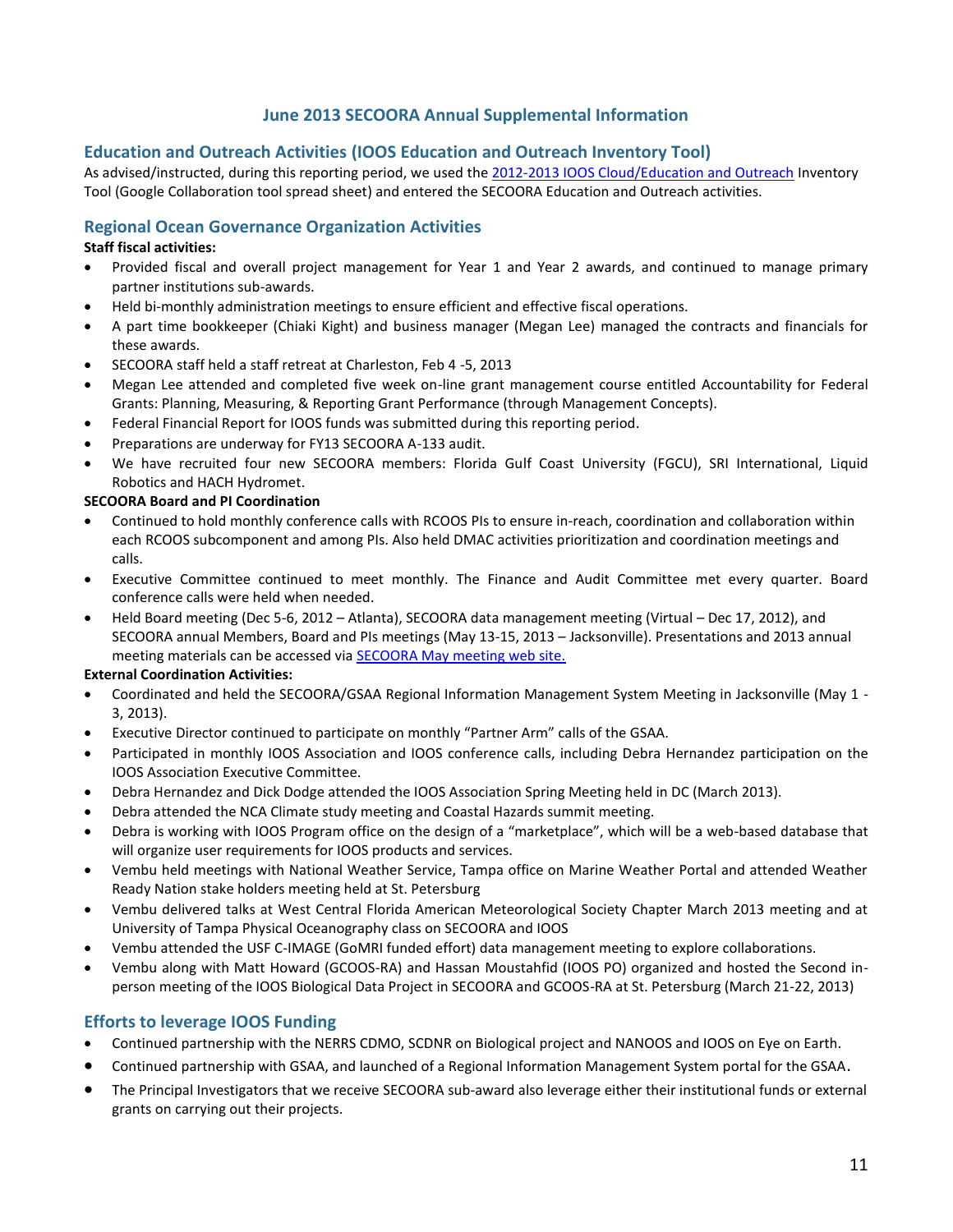# June 2013 SECOORA Annual Supplemental Information

## Education and Outreach Activities (IOOS Education and Outreach Inventory Tool)

As advised/instructed, during this reporting period, we used the 2012-2013 IOOS Cloud/Education and Outreach Inventory Tool (Google Collaboration tool spread sheet) and entered the SECOORA Education and Outreach activities.

## Regional Ocean Governance Organization Activities

**Staff fiscal activities:**

- Provided fiscal and overall project management for Year 1 and Year 2 awards, and continued to manage primary partner institutions sub-awards.
- Held bi-monthly administration meetings to ensure efficient and effective fiscal operations.
- A part time bookkeeper (Chiaki Kight) and business manager (Megan Lee) managed the contracts and financials for these awards.
- SECOORA staff held a staff retreat at Charleston, Feb 4 -5, 2013
- Megan Lee attended and completed five week on-line grant management course entitled Accountability for Federal Grants: Planning, Measuring, & Reporting Grant Performance (through Management Concepts).
- Federal Financial Report for IOOS funds was submitted during this reporting period.
- Preparations are underway for FY13 SECOORA A-133 audit.
- We have recruited four new SECOORA members: Florida Gulf Coast University (FGCU), SRI International, Liquid Robotics and HACH Hydromet.

**SECOORA Board and PI Coordination**

- Continued to hold monthly conference calls with RCOOS PIs to ensure in-reach, coordination and collaboration within each RCOOS subcomponent and among PIs. Also held DMAC activities prioritization and coordination meetings and calls.
- Executive Committee continued to meet monthly. The Finance and Audit Committee met every quarter. Board conference calls were held when needed.
- Held Board meeting (Dec 5-6, 2012 – Atlanta), SECOORA data management meeting (Virtual – Dec 17, 2012), and SECOORA annual Members, Board and PIs meetings (May 13-15, 2013 – Jacksonville). Presentations and 2013 annual meeting materials can be accessed via SECOORA May meeting web site.

**External Coordination Activities:**

- Coordinated and held the SECOORA/GSAA Regional Information Management System Meeting in Jacksonville (May 1 - 3, 2013).
- Executive Director continued to participate on monthly "Partner Arm" calls of the GSAA.
- Participated in monthly IOOS Association and IOOS conference calls, including Debra Hernandez participation on the IOOS Association Executive Committee.
- Debra Hernandez and Dick Dodge attended the IOOS Association Spring Meeting held in DC (March 2013).
- Debra attended the NCA Climate study meeting and Coastal Hazards summit meeting.
- Debra is working with IOOS Program office on the design of a "marketplace", which will be a web-based database that will organize user requirements for IOOS products and services.
- Vembu held meetings with National Weather Service, Tampa office on Marine Weather Portal and attended Weather Ready Nation stake holders meeting held at St. Petersburg
- Vembu delivered talks at West Central Florida American Meteorological Society Chapter March 2013 meeting and at University of Tampa Physical Oceanography class on SECOORA and IOOS
- Vembu attended the USF C-IMAGE (GoMRI funded effort) data management meeting to explore collaborations.
- Vembu along with Matt Howard (GCOOS-RA) and Hassan Moustahfid (IOOS PO) organized and hosted the Second in-person meeting of the IOOS Biological Data Project in SECOORA and GCOOS-RA at St. Petersburg (March 21-22, 2013)

## Efforts to leverage IOOS Funding

- Continued partnership with the NERRS CDMO, SCDNR on Biological project and NANOOS and IOOS on Eye on Earth.
- Continued partnership with GSAA, and launched of a Regional Information Management System portal for the GSAA.
- The Principal Investigators that we receive SECOORA sub-award also leverage either their institutional funds or external grants on carrying out their projects.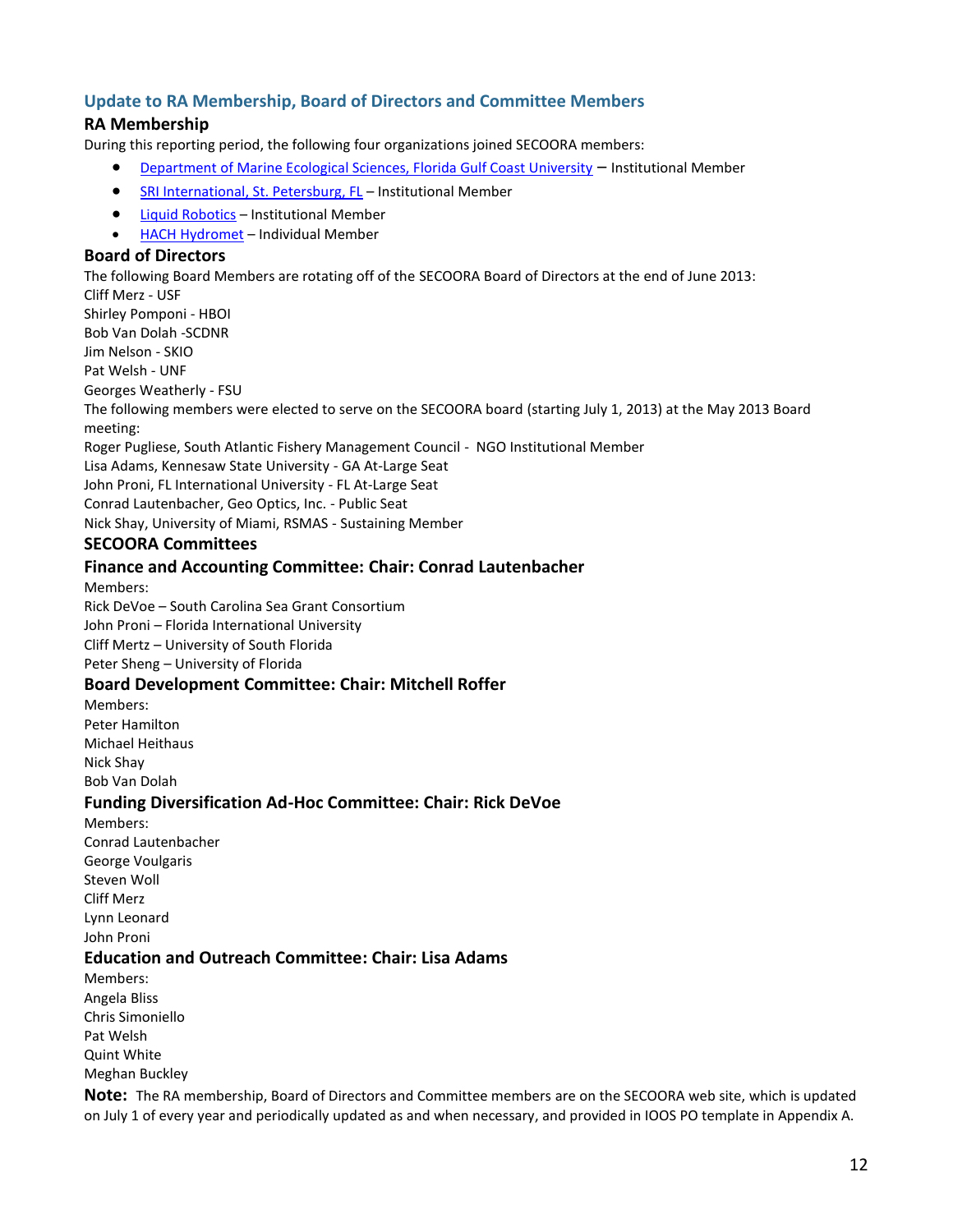## Update to RA Membership, Board of Directors and Committee Members

### RA Membership

During this reporting period, the following four organizations joined SECOORA members:

- Department of Marine Ecological Sciences, Florida Gulf Coast University – Institutional Member
- SRI International, St. Petersburg, FL – Institutional Member
- Liquid Robotics – Institutional Member
- HACH Hydromet – Individual Member

### Board of Directors

The following Board Members are rotating off of the SECOORA Board of Directors at the end of June 2013:

Cliff Merz - USF
Shirley Pomponi - HBOI
Bob Van Dolah -SCDNR
Jim Nelson - SKIO
Pat Welsh - UNF
Georges Weatherly - FSU

The following members were elected to serve on the SECOORA board (starting July 1, 2013) at the May 2013 Board meeting:

Roger Pugliese, South Atlantic Fishery Management Council - NGO Institutional Member
Lisa Adams, Kennesaw State University - GA At-Large Seat
John Proni, FL International University - FL At-Large Seat
Conrad Lautenbacher, Geo Optics, Inc. - Public Seat
Nick Shay, University of Miami, RSMAS - Sustaining Member

### SECOORA Committees

### Finance and Accounting Committee: Chair: Conrad Lautenbacher

Members:
Rick DeVoe – South Carolina Sea Grant Consortium
John Proni – Florida International University
Cliff Mertz – University of South Florida
Peter Sheng – University of Florida

### Board Development Committee: Chair: Mitchell Roffer

Members:
Peter Hamilton
Michael Heithaus
Nick Shay
Bob Van Dolah

### Funding Diversification Ad-Hoc Committee: Chair: Rick DeVoe

Members:
Conrad Lautenbacher
George Voulgaris
Steven Woll
Cliff Merz
Lynn Leonard
John Proni

### Education and Outreach Committee: Chair: Lisa Adams

Members:
Angela Bliss
Chris Simoniello
Pat Welsh
Quint White
Meghan Buckley

**Note:** The RA membership, Board of Directors and Committee members are on the SECOORA web site, which is updated on July 1 of every year and periodically updated as and when necessary, and provided in IOOS PO template in Appendix A.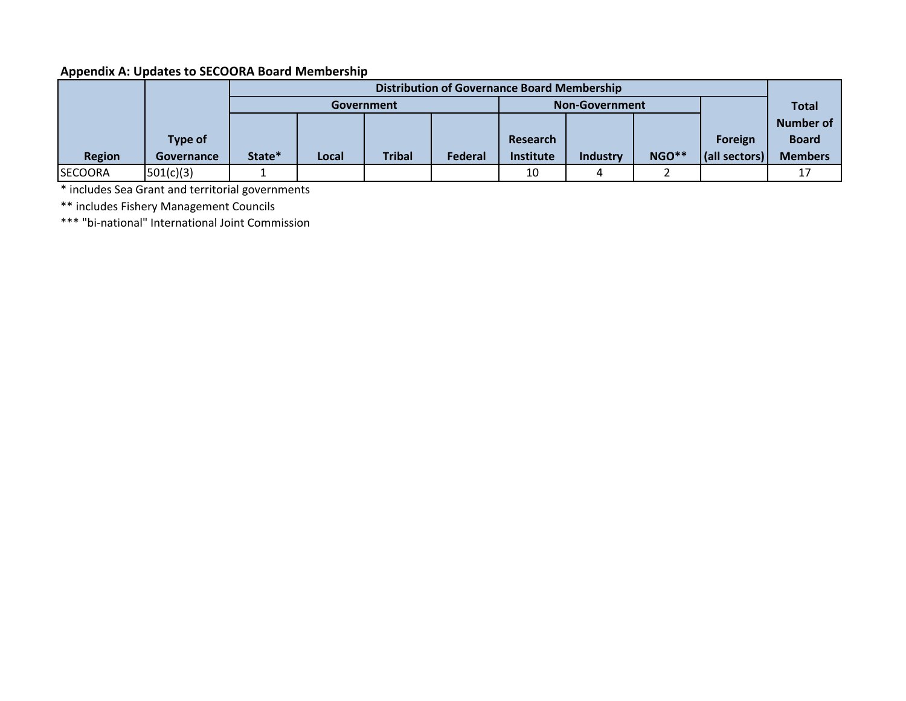**Appendix A: Updates to SECOORA Board Membership**

| Region | Type of Governance | Distribution of Governance Board Membership | | | | | | | | Total Number of Board Members |
|---|---|---|---|---|---|---|---|---|---|---|
| | | Government | | | | Non-Government | | | | |
| | | State* | Local | Tribal | Federal | Research Institute | Industry | NGO** | Foreign (all sectors) | |
| SECOORA | 501(c)(3) | 1 | | | | 10 | 4 | 2 | | 17 |

\* includes Sea Grant and territorial governments

\*\* includes Fishery Management Councils

\*\*\* "bi-national" International Joint Commission